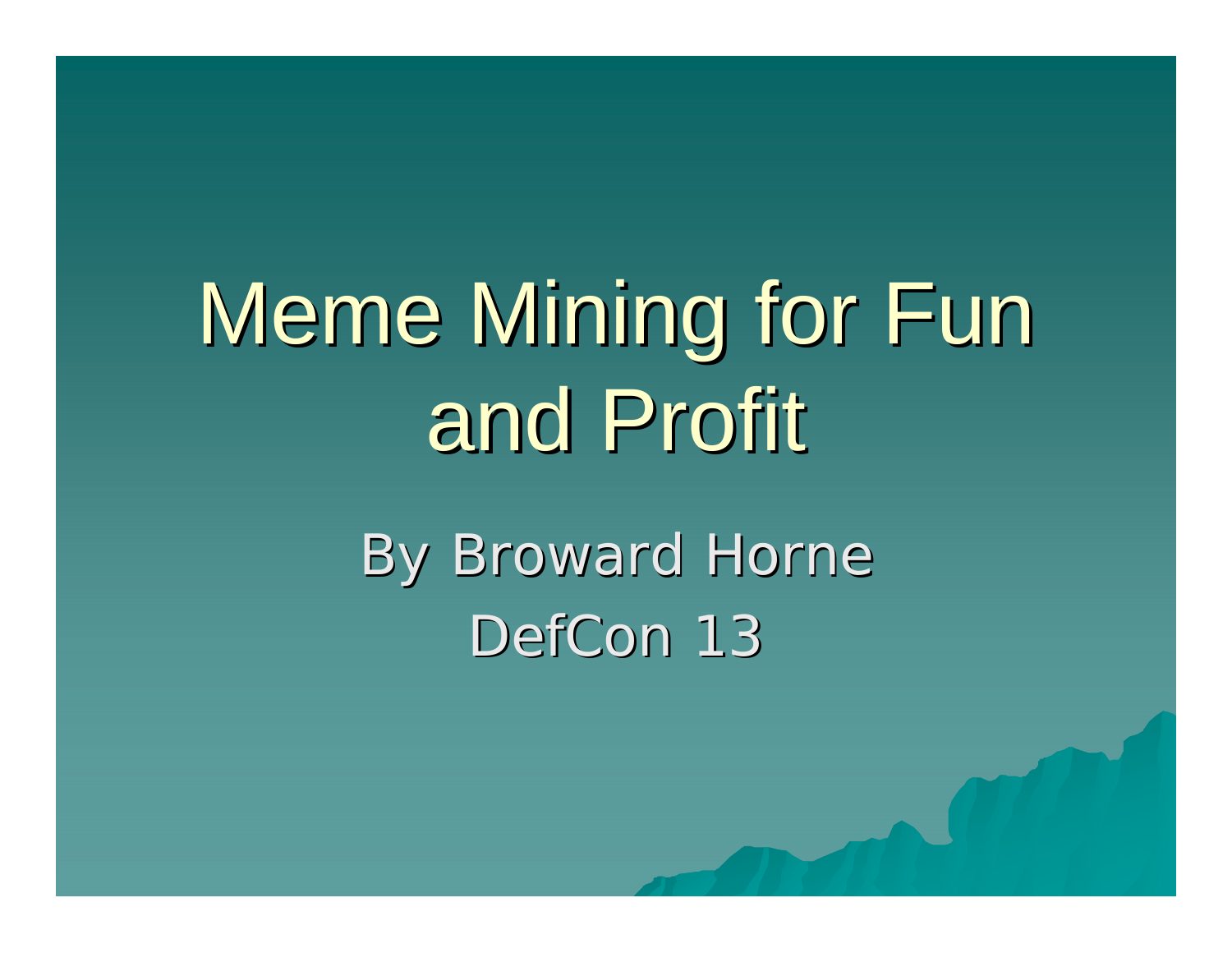# Meme Mining for Fun and Profit

By Broward Horne

DefCon 13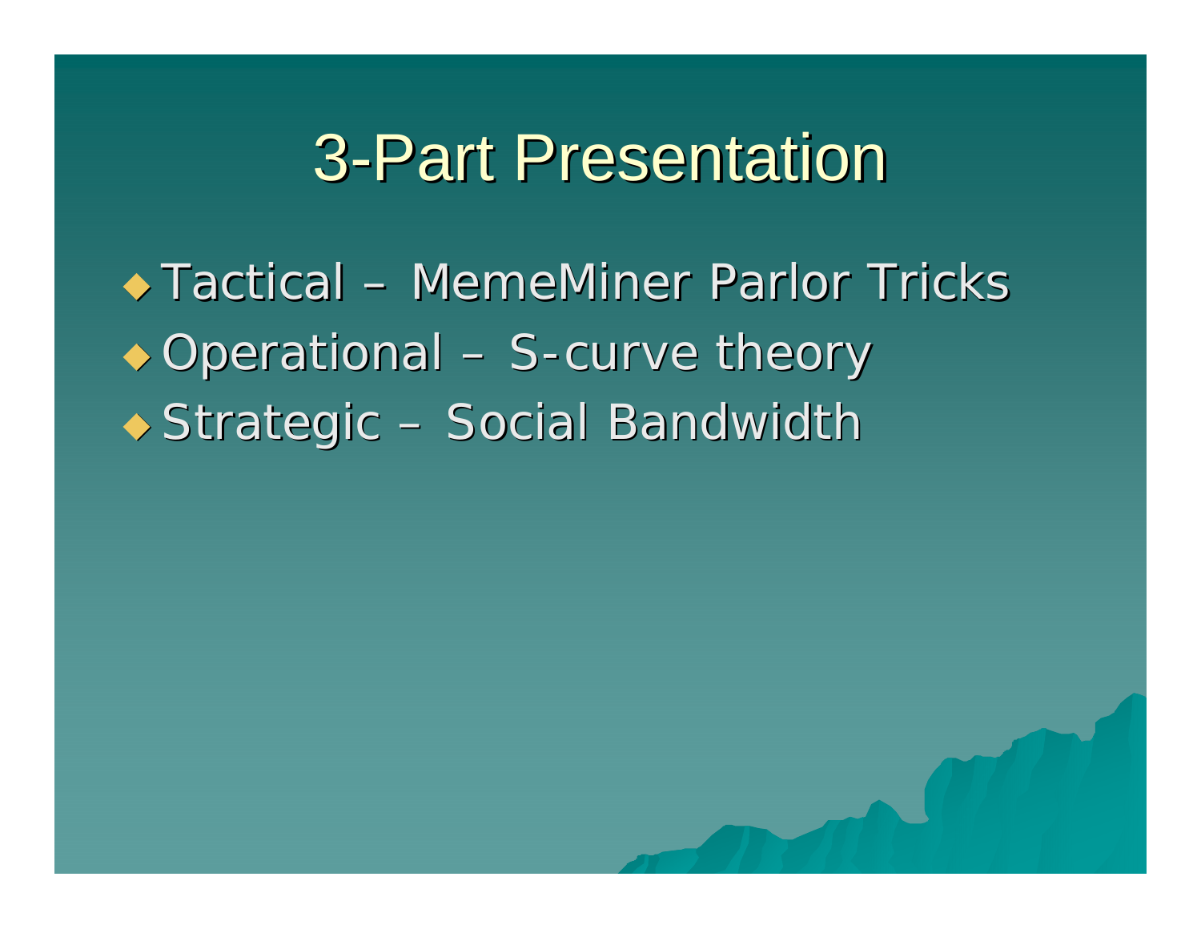# 3-Part Presentation

- Tactical – MemeMiner Parlor Tricks
- Operational – S-curve theory
- Strategic – Social Bandwidth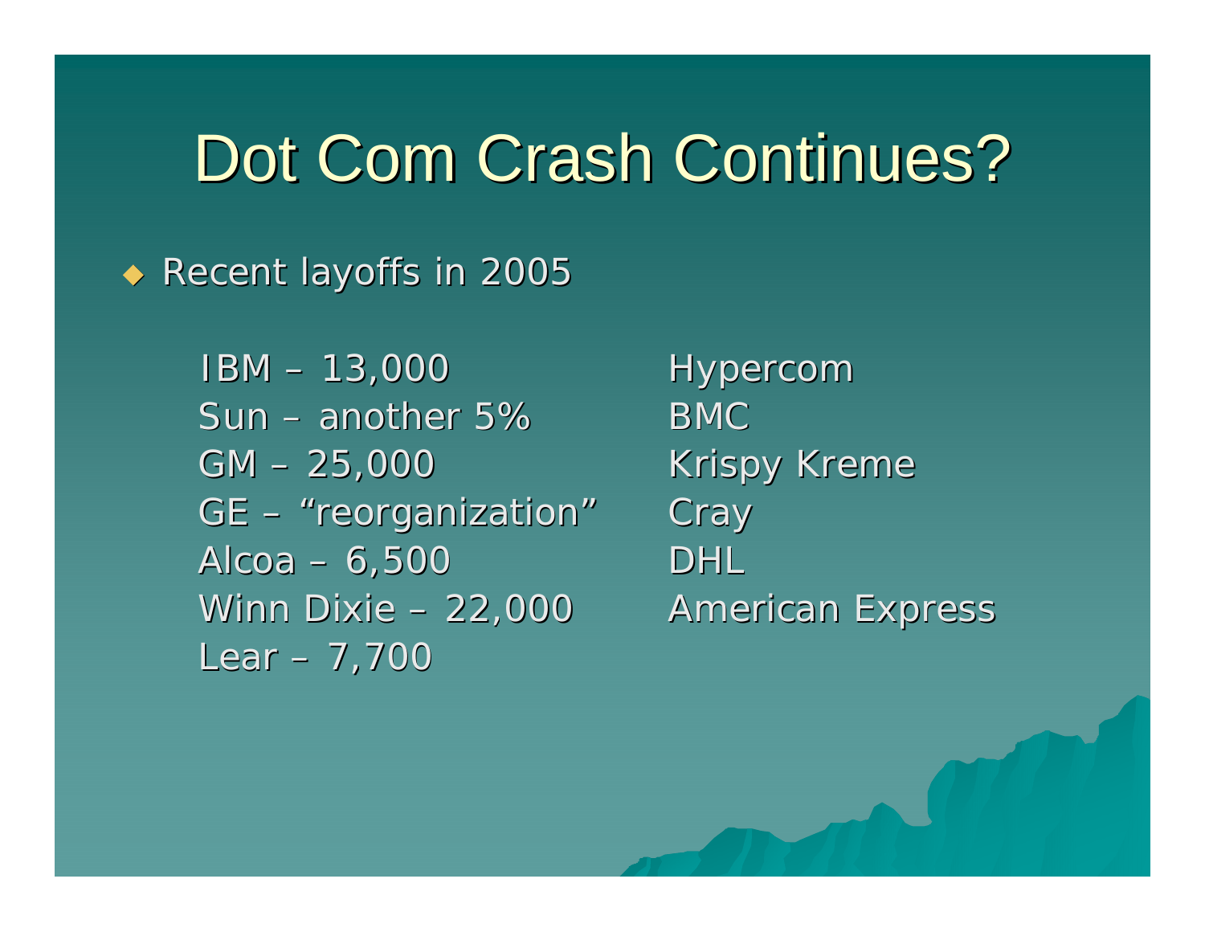# Dot Com Crash Continues?

- Recent layoffs in 2005

IBM – 13,000
Sun – another 5%
GM – 25,000
GE – “reorganization”
Alcoa – 6,500
Winn Dixie – 22,000
Lear – 7,700

Hypercom
BMC
Krispy Kreme
Cray
DHL
American Express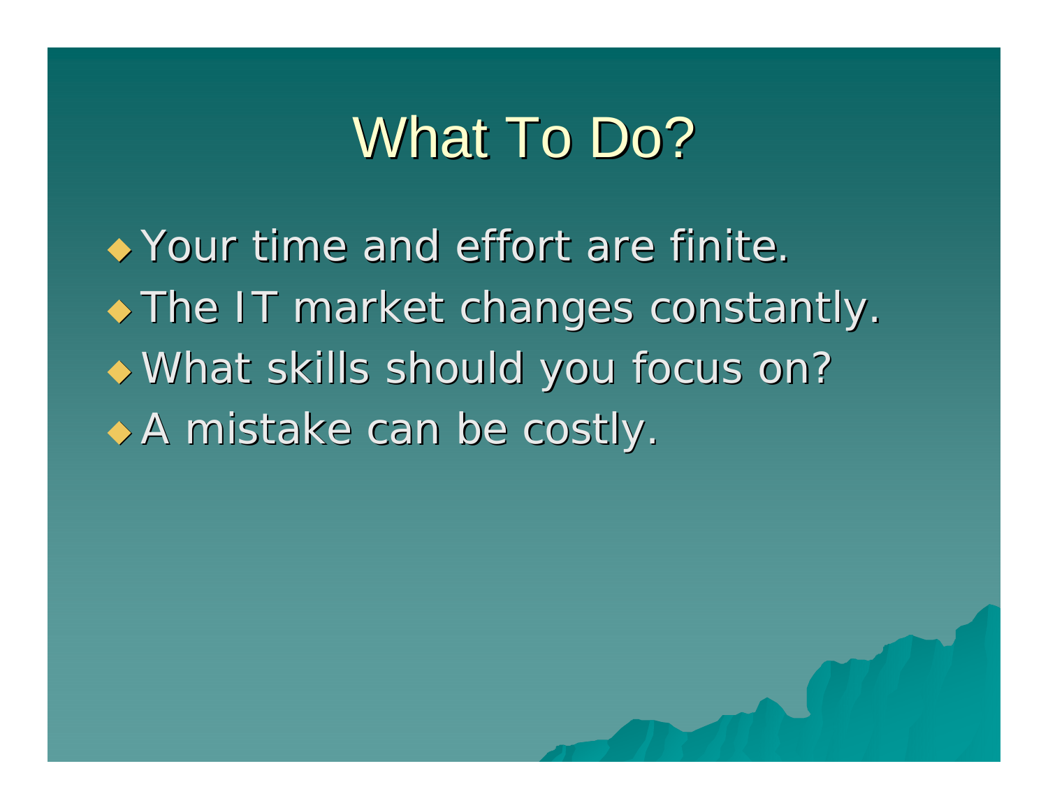# What To Do?

- Your time and effort are finite.
- The IT market changes constantly.
- What skills should you focus on?
- A mistake can be costly.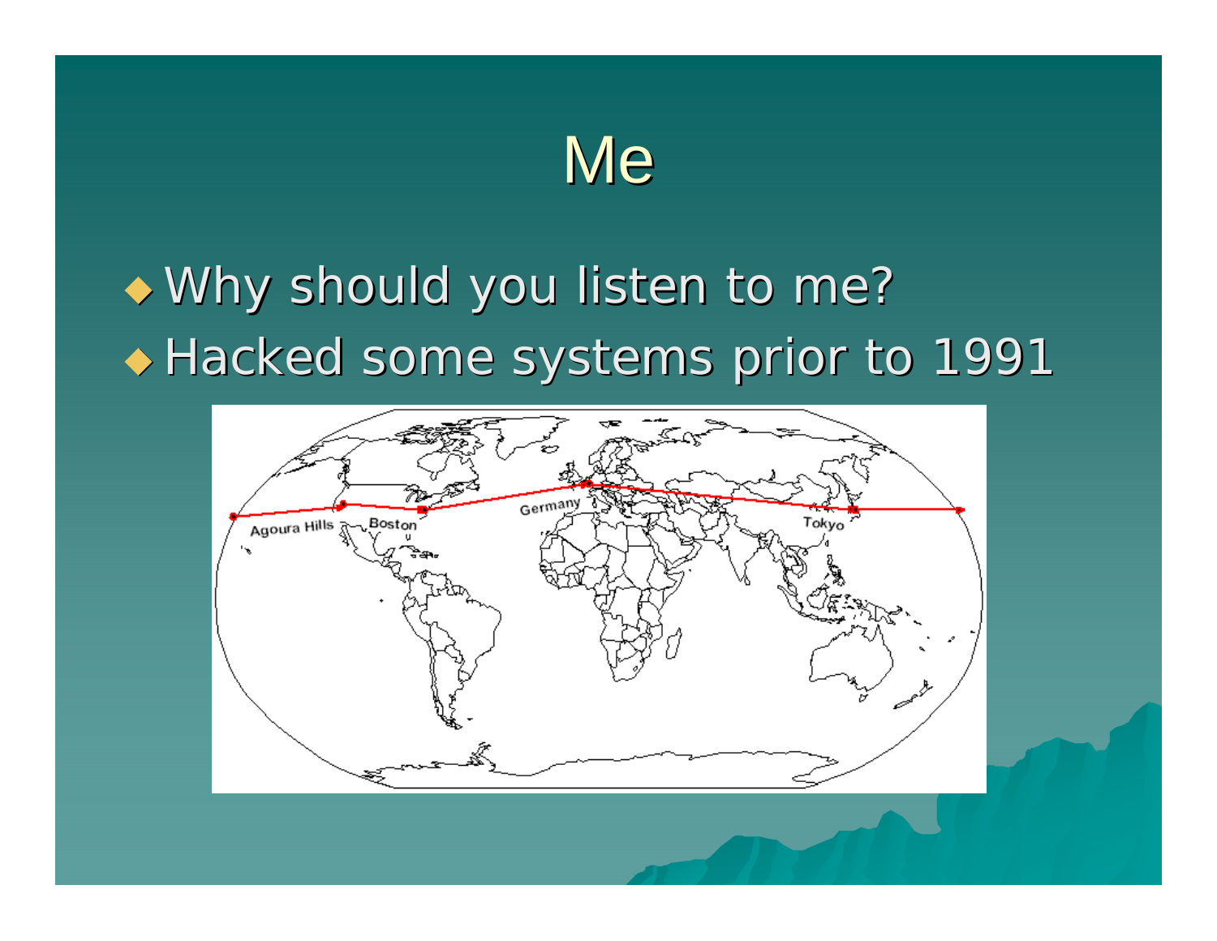# Me

- Why should you listen to me?
- Hacked some systems prior to 1991

Agoura Hills — Boston — Germany — Tokyo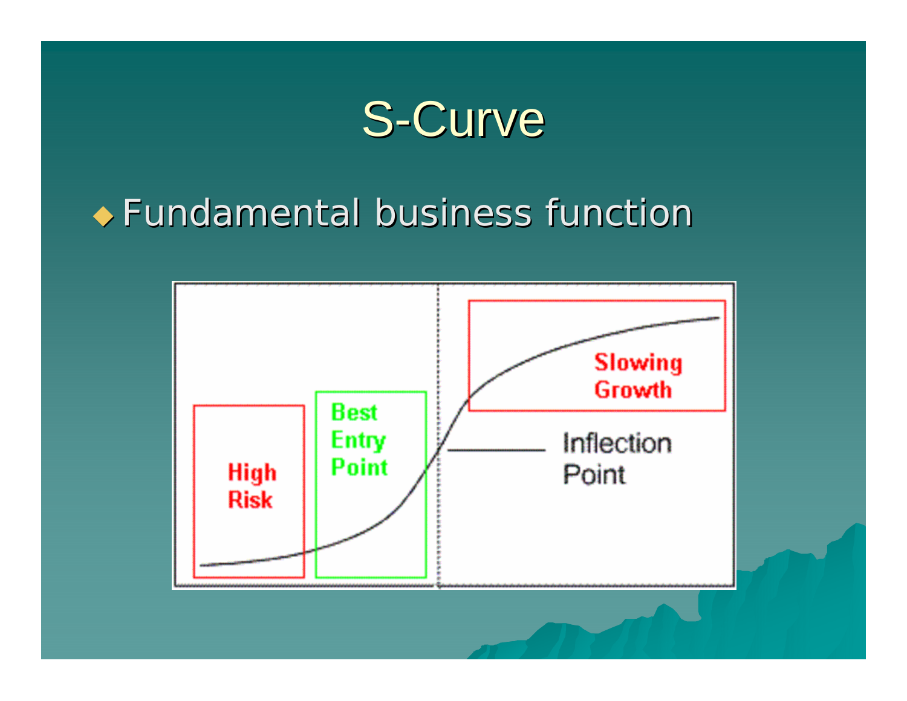# S-Curve

- Fundamental business function

High Risk

Best Entry Point

Slowing Growth

Inflection Point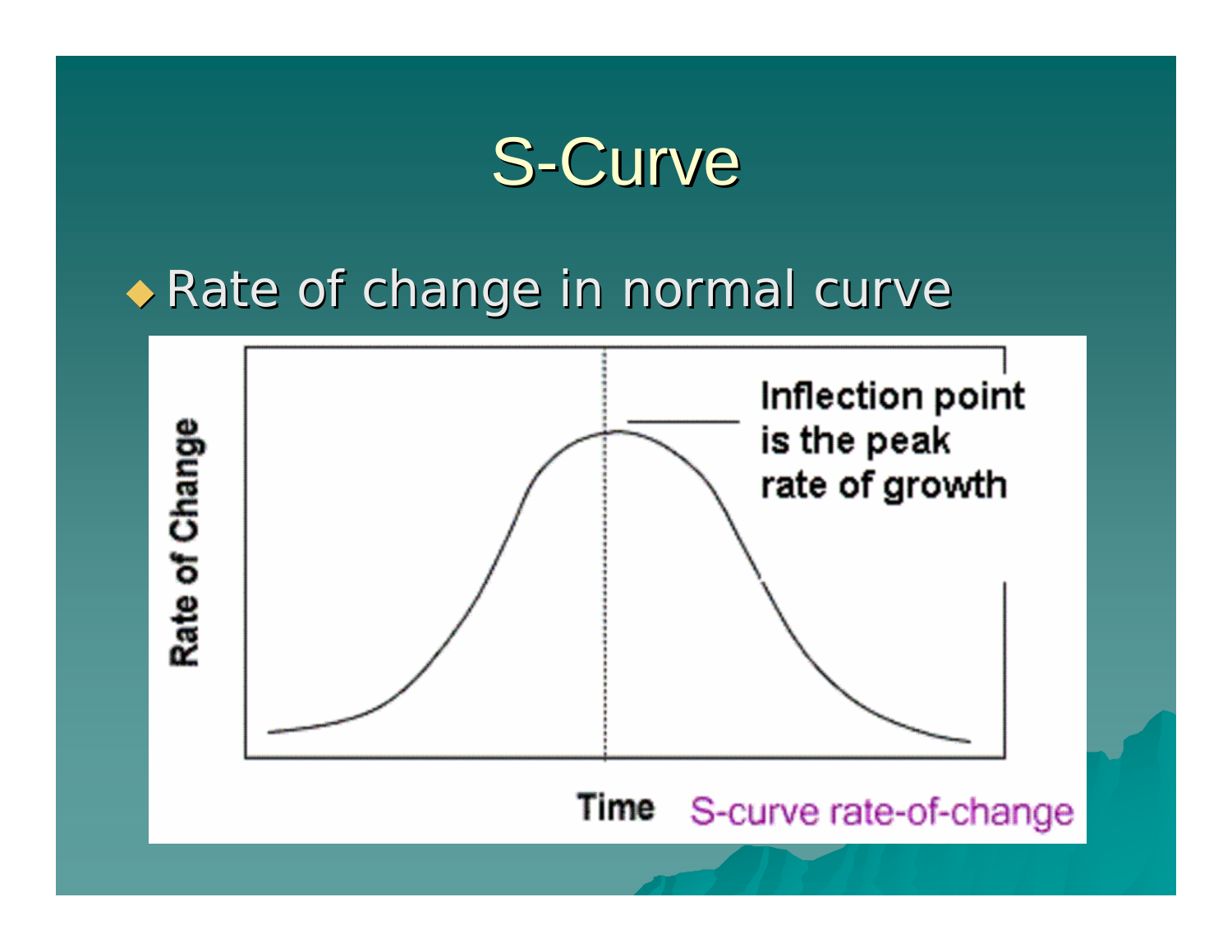# S-Curve

- Rate of change in normal curve

Rate of Change

Inflection point is the peak rate of growth

Time

S-curve rate-of-change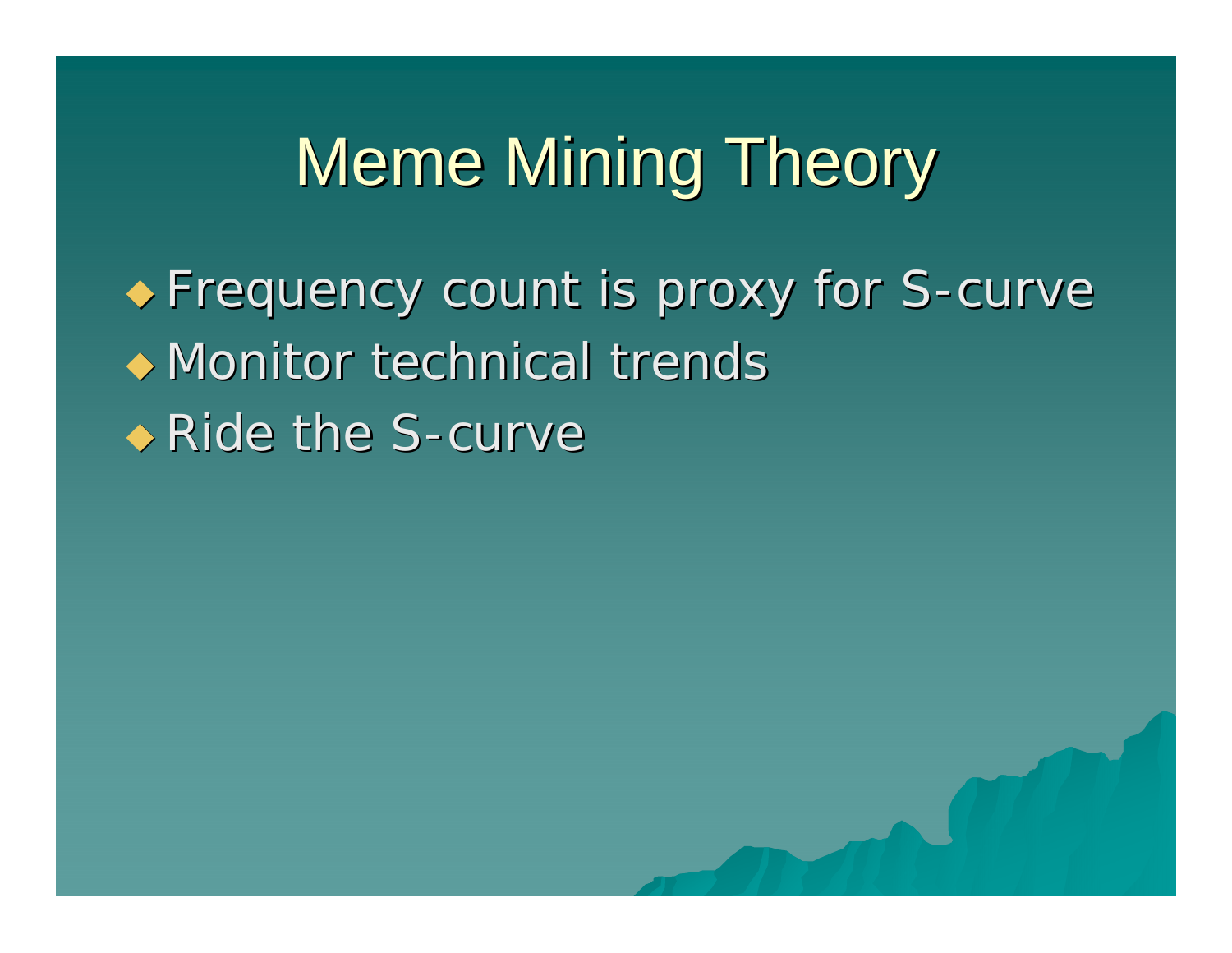# Meme Mining Theory

- Frequency count is proxy for S-curve
- Monitor technical trends
- Ride the S-curve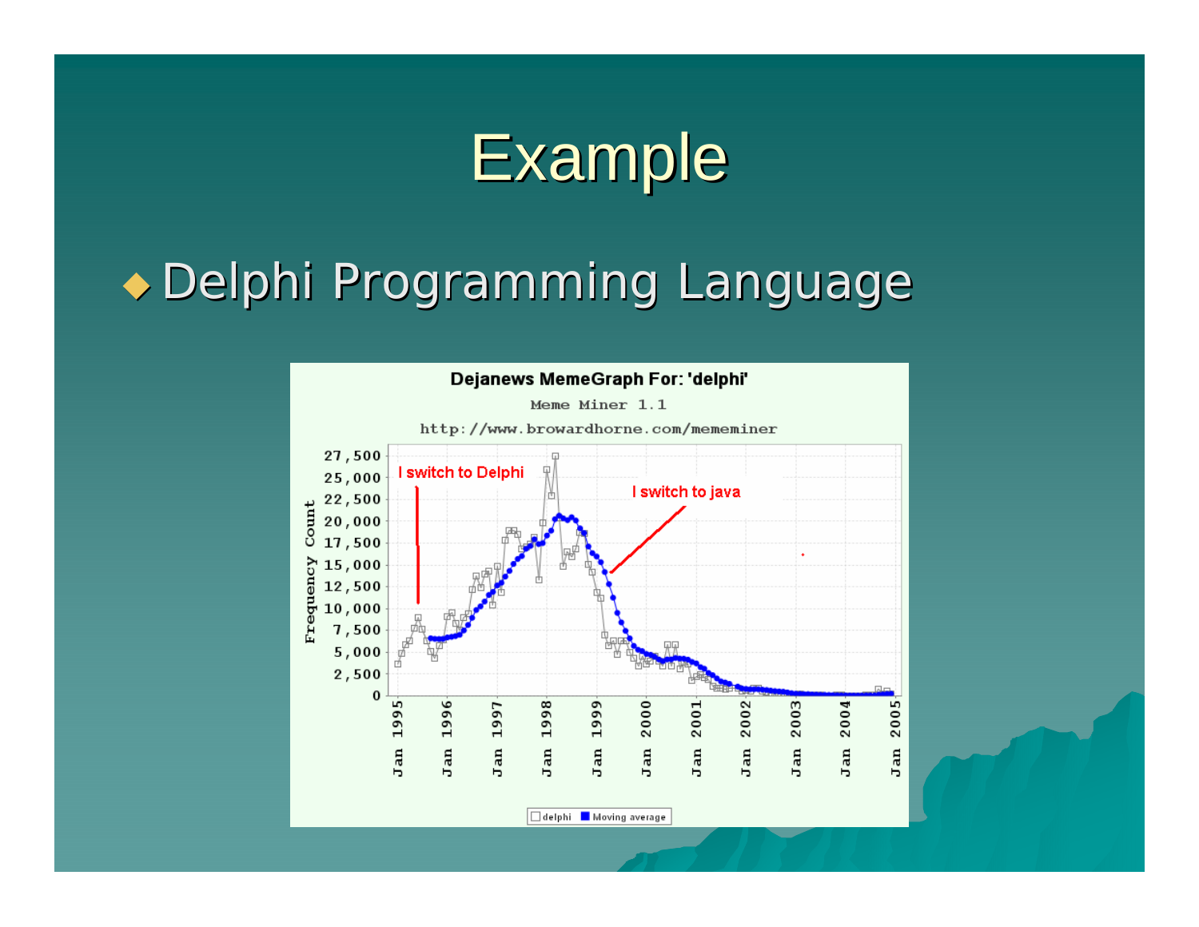# Example

- Delphi Programming Language

Dejanews MemeGraph For: 'delphi'

Meme Miner 1.1

http://www.browardhorne.com/mememiner

I switch to Delphi

I switch to java

Frequency Count

27,500
25,000
22,500
20,000
17,500
15,000
12,500
10,000
7,500
5,000
2,500
0

Jan 1995 · Jan 1996 · Jan 1997 · Jan 1998 · Jan 1999 · Jan 2000 · Jan 2001 · Jan 2002 · Jan 2003 · Jan 2004 · Jan 2005

delphi · Moving average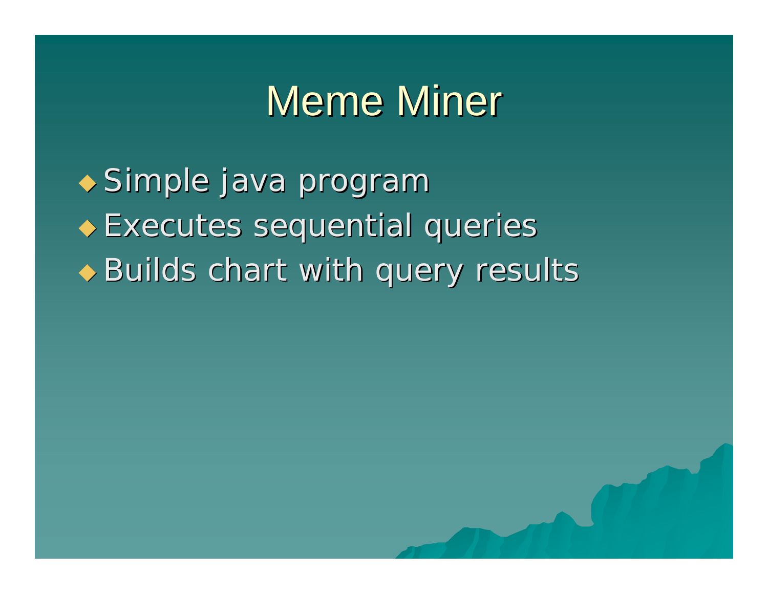# Meme Miner

- Simple java program
- Executes sequential queries
- Builds chart with query results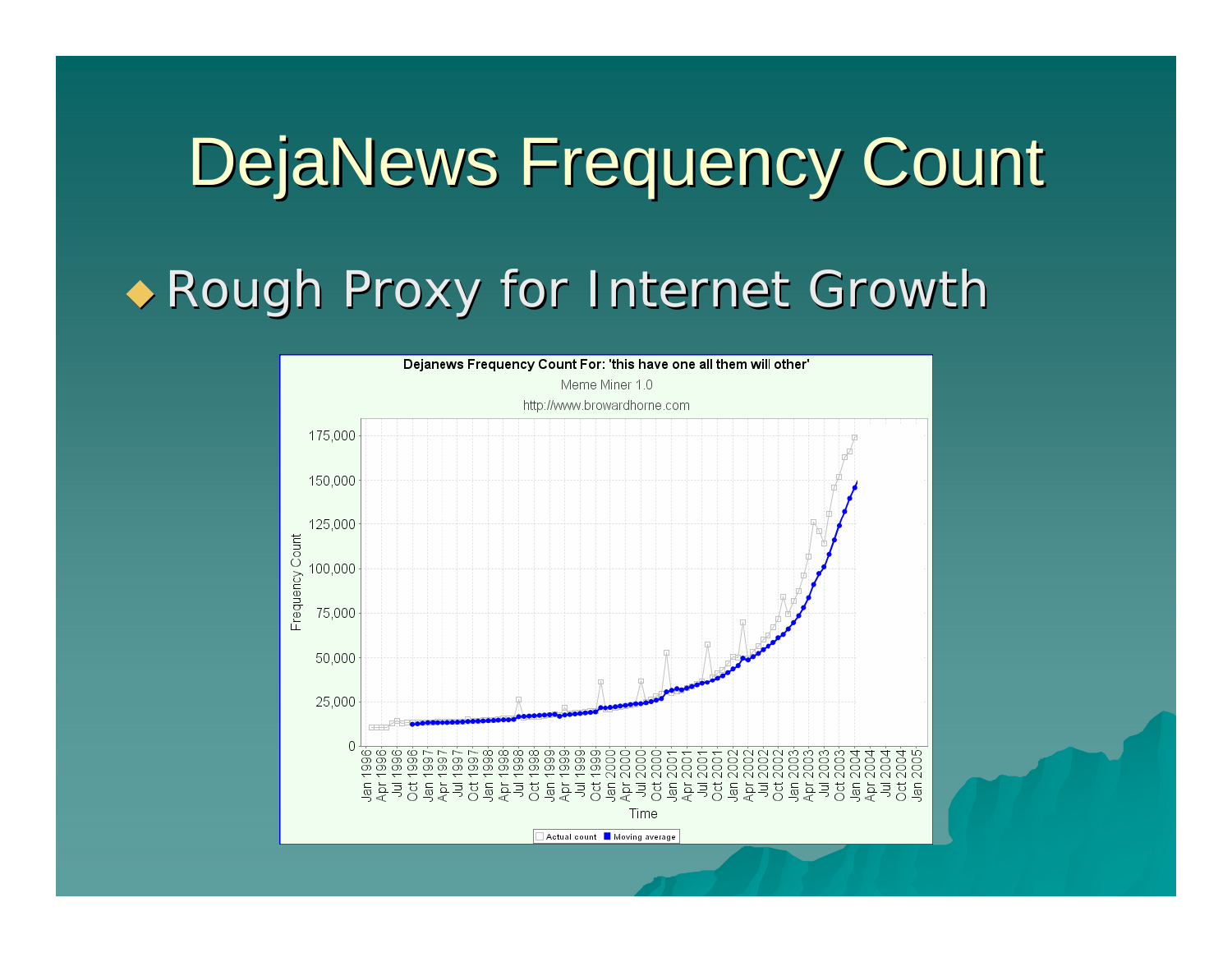# DejaNews Frequency Count

- Rough Proxy for Internet Growth

**Dejanews Frequency Count For: 'this have one all them will other'**

Meme Miner 1.0

http://www.browardhorne.com

Frequency Count: 0, 25,000, 50,000, 75,000, 100,000, 125,000, 150,000, 175,000

Time: Jan 1996, Apr 1996, Jul 1996, Oct 1996, Jan 1997, Apr 1997, Jul 1997, Oct 1997, Jan 1998, Apr 1998, Jul 1998, Oct 1998, Jan 1999, Apr 1999, Jul 1999, Oct 1999, Jan 2000, Apr 2000, Jul 2000, Oct 2000, Jan 2001, Apr 2001, Jul 2001, Oct 2001, Jan 2002, Apr 2002, Jul 2002, Oct 2002, Jan 2003, Apr 2003, Jul 2003, Oct 2003, Jan 2004, Apr 2004, Jul 2004, Oct 2004, Jan 2005

Actual count / Moving average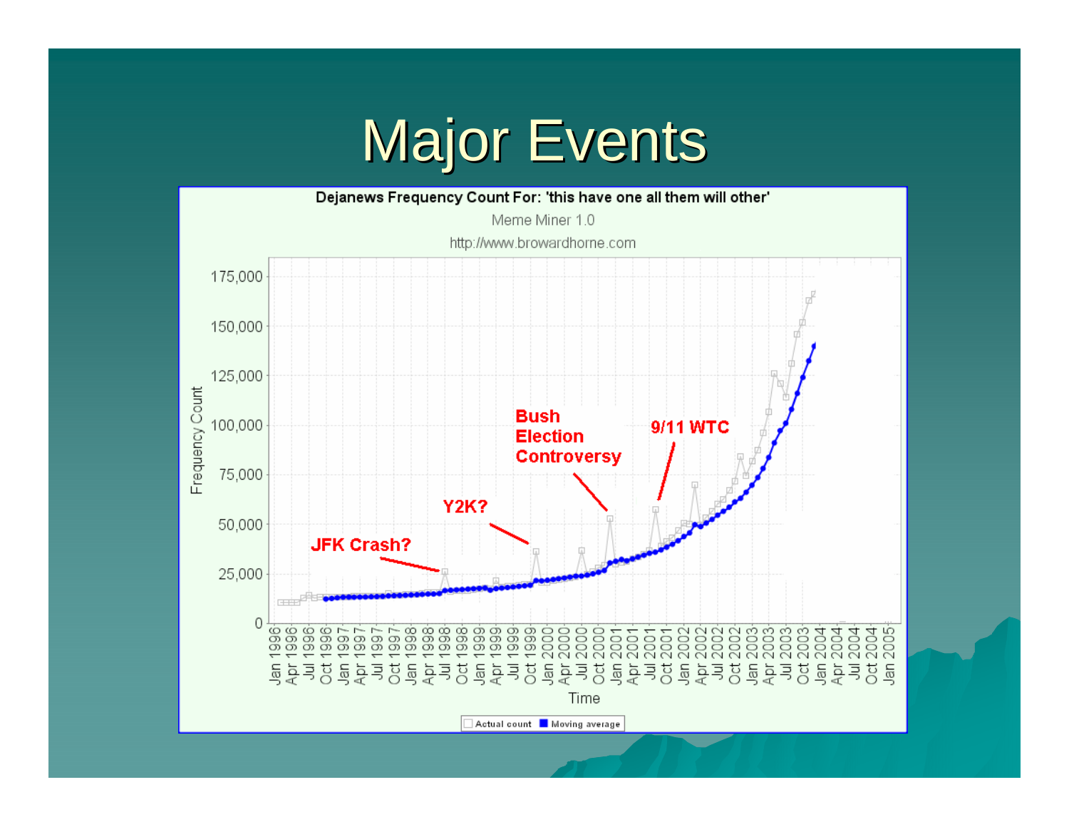# Major Events

**Dejanews Frequency Count For: 'this have one all them will other'**

Meme Miner 1.0

http://www.browardhorne.com

Frequency Count: 0, 25,000, 50,000, 75,000, 100,000, 125,000, 150,000, 175,000

Time: Jan 1996, Apr 1996, Jul 1996, Oct 1996, Jan 1997, Apr 1997, Jul 1997, Oct 1997, Jan 1998, Apr 1998, Jul 1998, Oct 1998, Jan 1999, Apr 1999, Jul 1999, Oct 1999, Jan 2000, Apr 2000, Jul 2000, Oct 2000, Jan 2001, Apr 2001, Jul 2001, Oct 2001, Jan 2002, Apr 2002, Jul 2002, Oct 2002, Jan 2003, Apr 2003, Jul 2003, Oct 2003, Jan 2004, Apr 2004, Jul 2004, Oct 2004, Jan 2005

Annotations: JFK Crash?, Y2K?, Bush Election Controversy, 9/11 WTC

Legend: Actual count, Moving average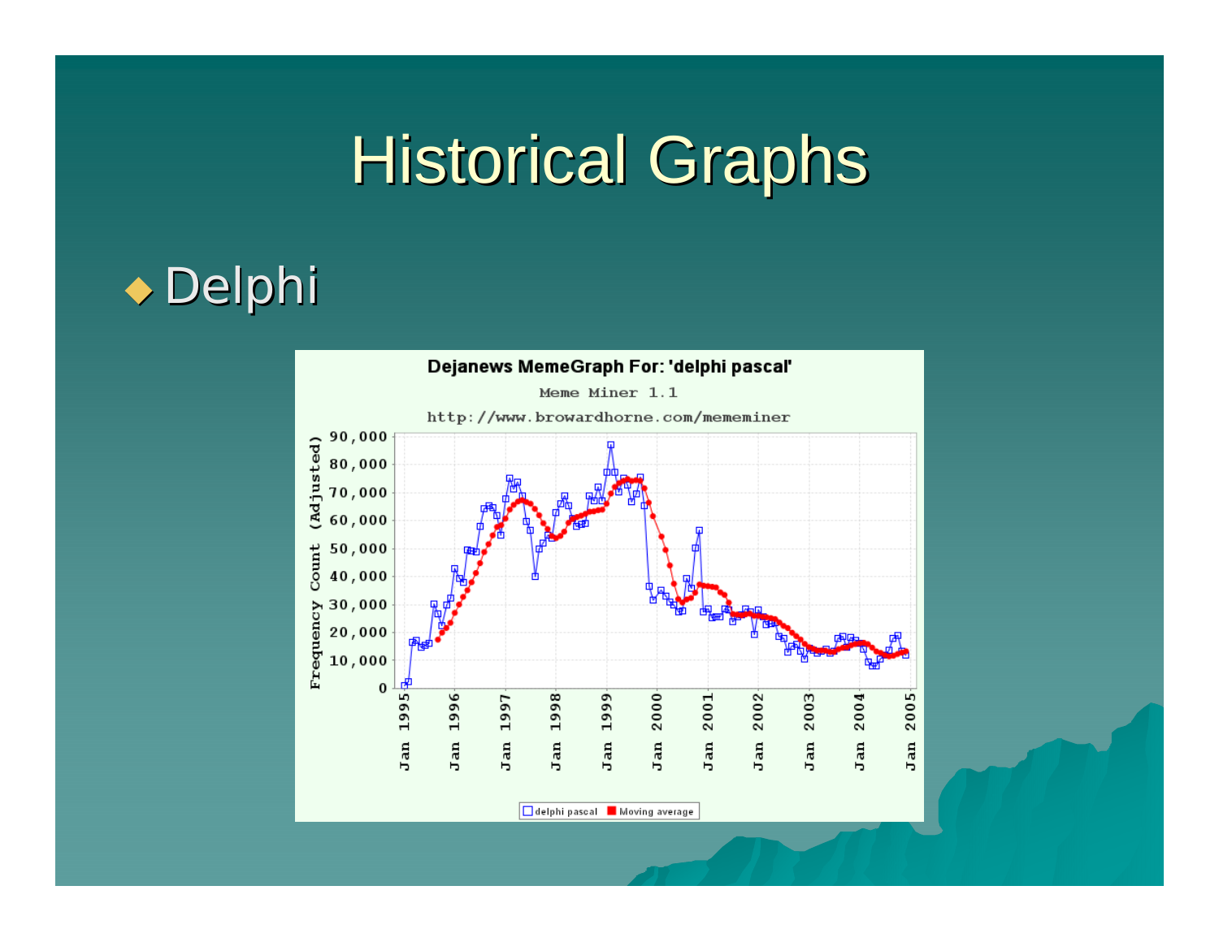# Historical Graphs

- Delphi

**Dejanews MemeGraph For: 'delphi pascal'**

Meme Miner 1.1

http://www.browardhorne.com/mememiner

Frequency Count (Adjusted)

0, 10,000, 20,000, 30,000, 40,000, 50,000, 60,000, 70,000, 80,000, 90,000

Jan 1995, Jan 1996, Jan 1997, Jan 1998, Jan 1999, Jan 2000, Jan 2001, Jan 2002, Jan 2003, Jan 2004, Jan 2005

delphi pascal | Moving average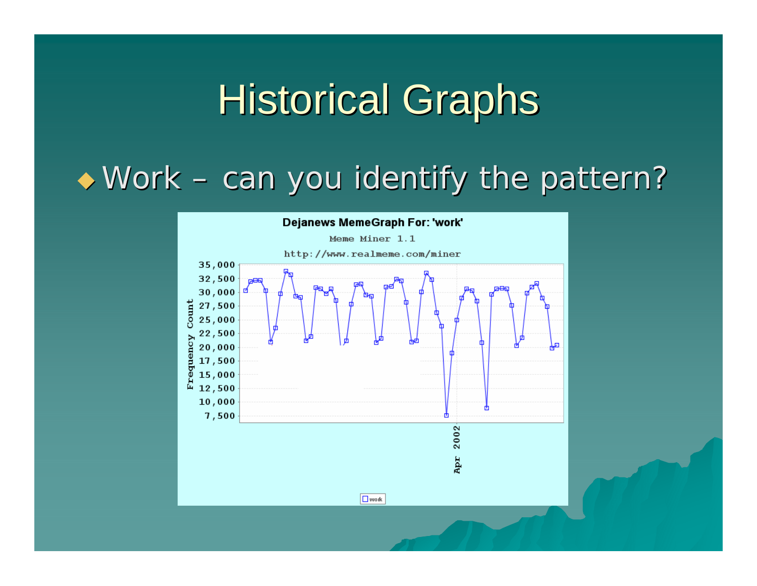# Historical Graphs

- Work – can you identify the pattern?

**Dejanews MemeGraph For: 'work'**

Meme Miner 1.1

http://www.realmeme.com/miner

Frequency Count: 35,000; 32,500; 30,000; 27,500; 25,000; 22,500; 20,000; 17,500; 15,000; 12,500; 10,000; 7,500

Apr 2002

work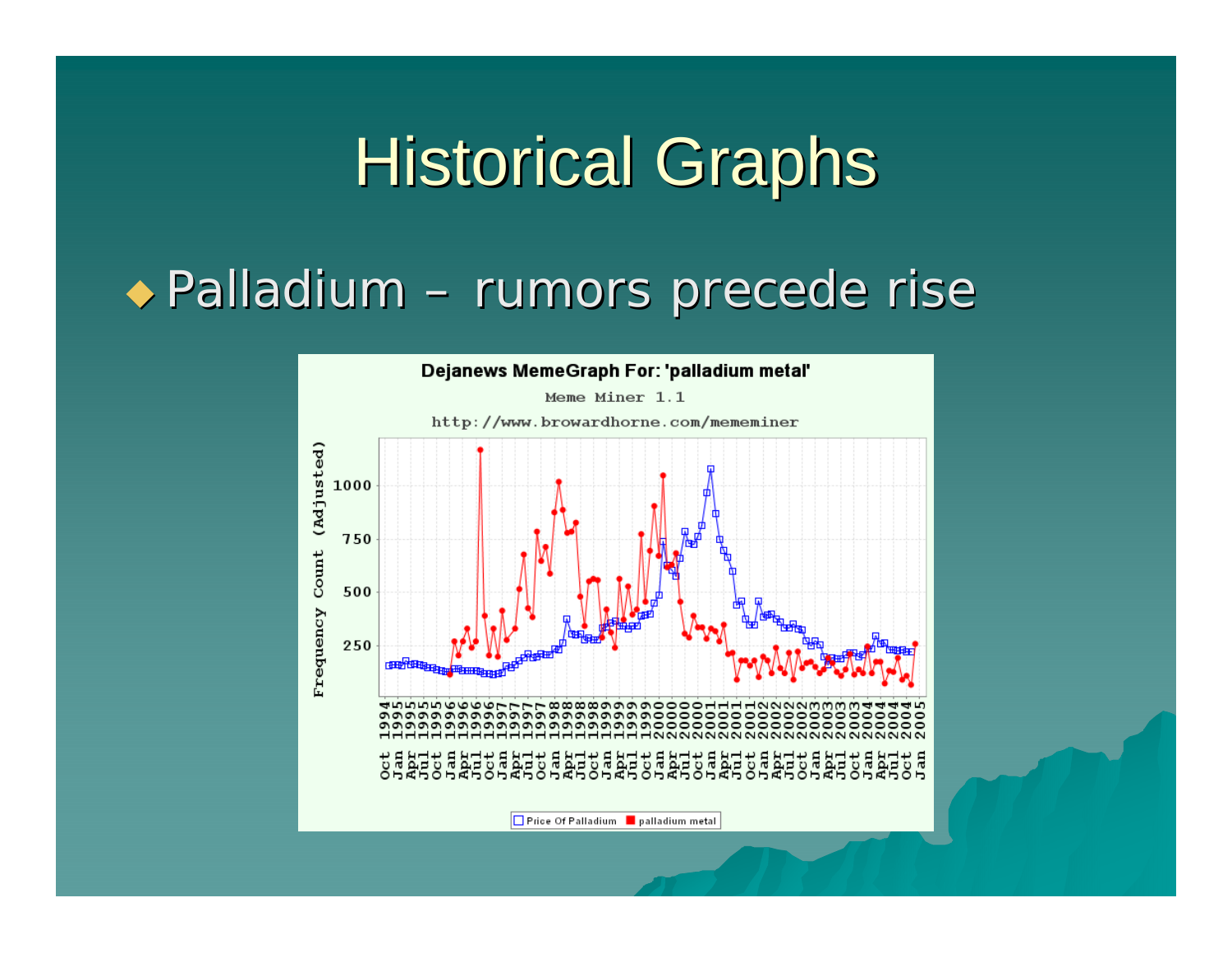# Historical Graphs

- Palladium – rumors precede rise

**Dejanews MemeGraph For: 'palladium metal'**

Meme Miner 1.1

http://www.browardhorne.com/mememiner

Frequency Count (Adjusted)

Price Of Palladium | palladium metal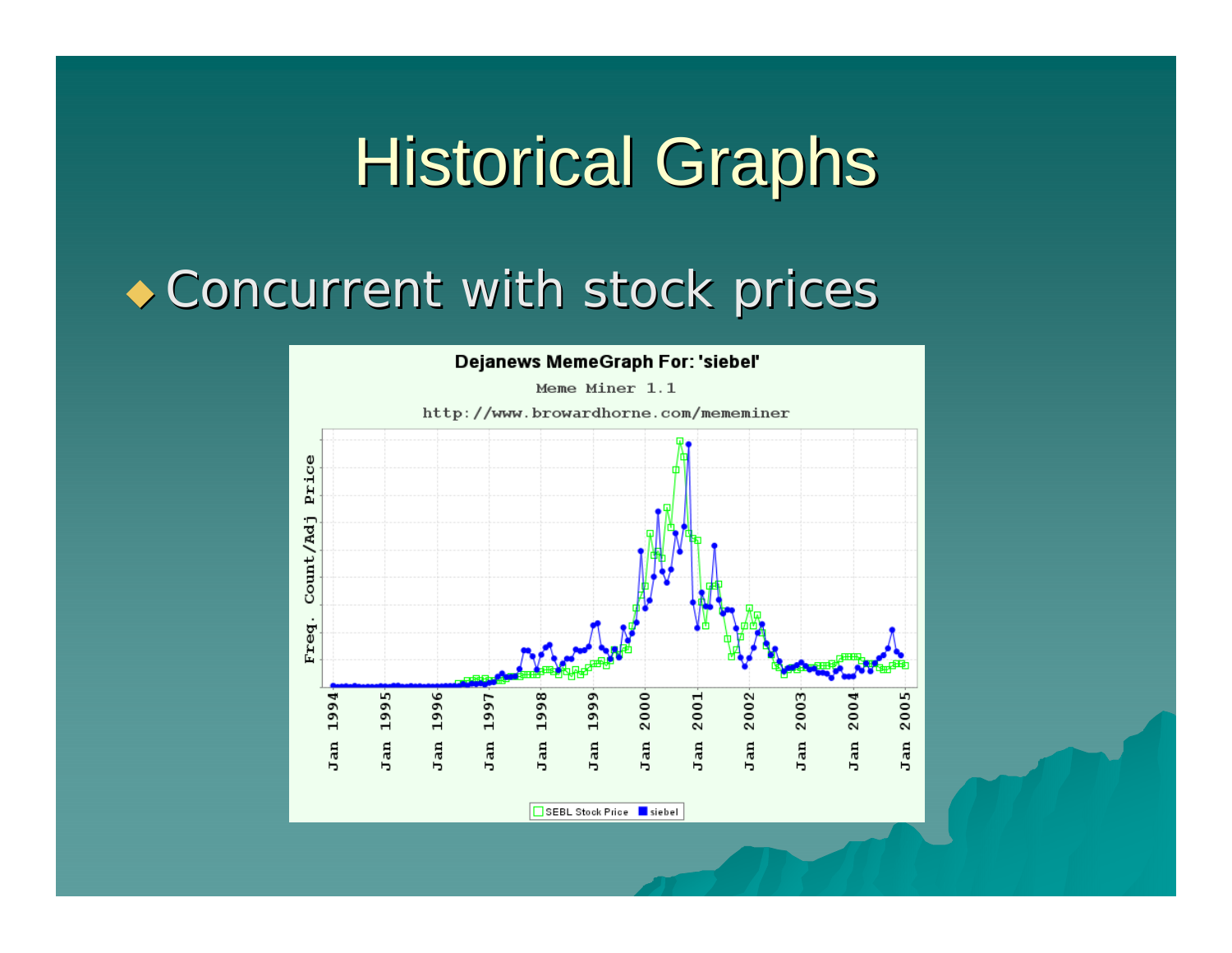# Historical Graphs

- Concurrent with stock prices

Dejanews MemeGraph For: 'siebel'

Meme Miner 1.1

http://www.browardhorne.com/mememiner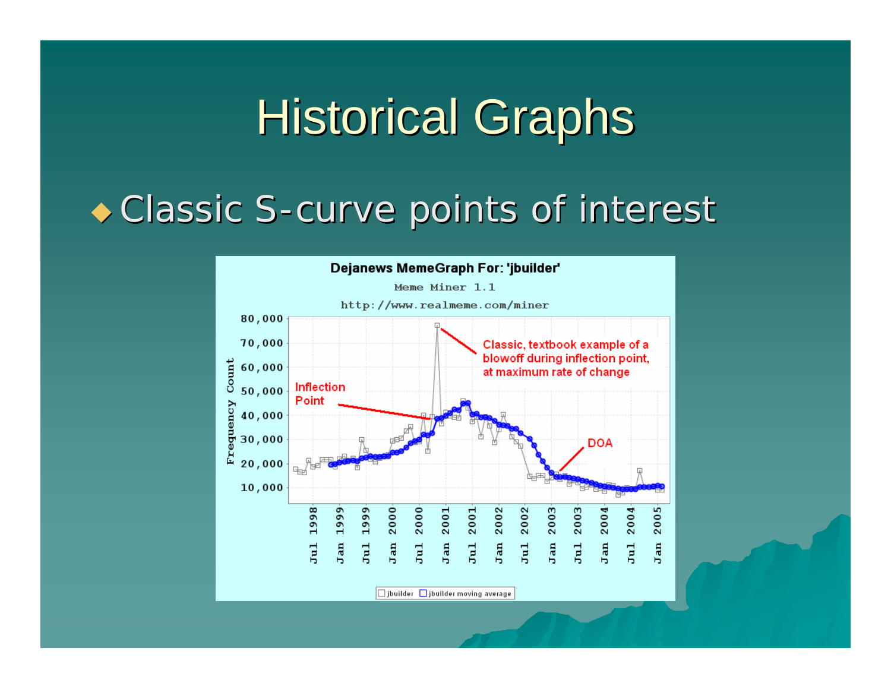# Historical Graphs

- Classic S-curve points of interest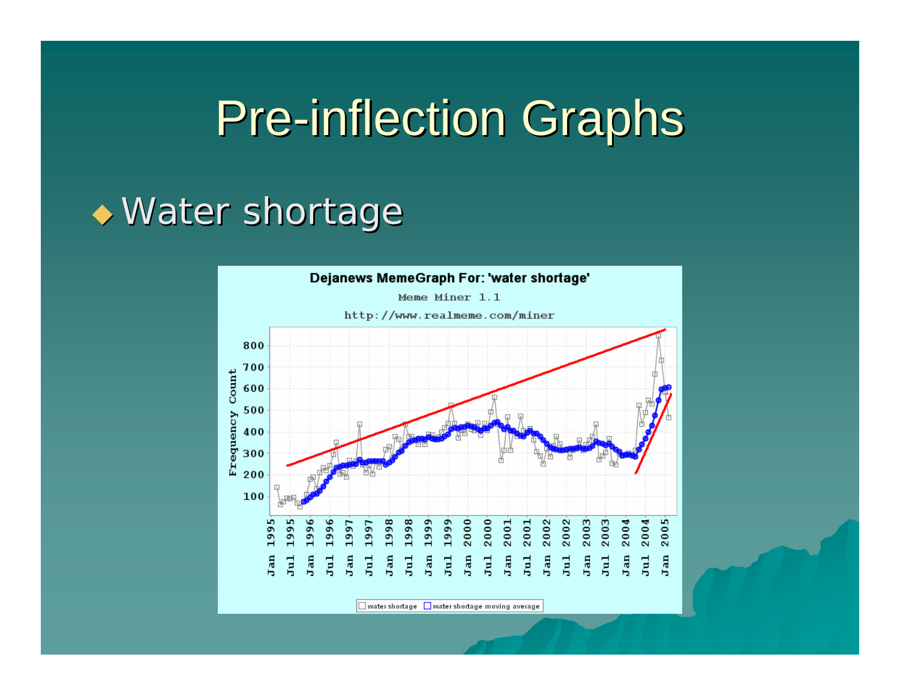# Pre-inflection Graphs

- Water shortage

Dejanews MemeGraph For: 'water shortage'

Meme Miner 1.1

http://www.realmeme.com/miner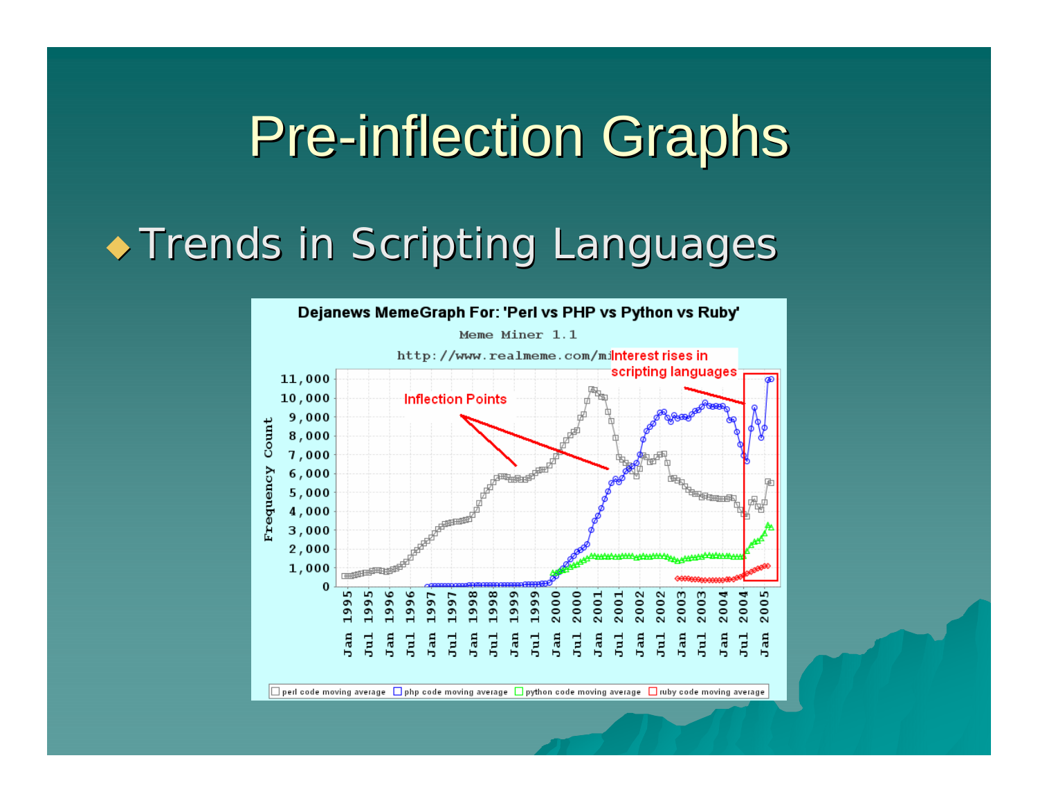# Pre-inflection Graphs

- Trends in Scripting Languages

**Dejanews MemeGraph For: 'Perl vs PHP vs Python vs Ruby'**

Meme Miner 1.1

http://www.realmeme.com/mi

Interest rises in scripting languages

Inflection Points

Frequency Count: 0, 1,000, 2,000, 3,000, 4,000, 5,000, 6,000, 7,000, 8,000, 9,000, 10,000, 11,000

Jan 1995, Jul 1995, Jan 1996, Jul 1996, Jan 1997, Jul 1997, Jan 1998, Jul 1998, Jan 1999, Jul 1999, Jan 2000, Jul 2000, Jan 2001, Jul 2001, Jan 2002, Jul 2002, Jan 2003, Jul 2003, Jan 2004, Jul 2004, Jan 2005

perl code moving average | php code moving average | python code moving average | ruby code moving average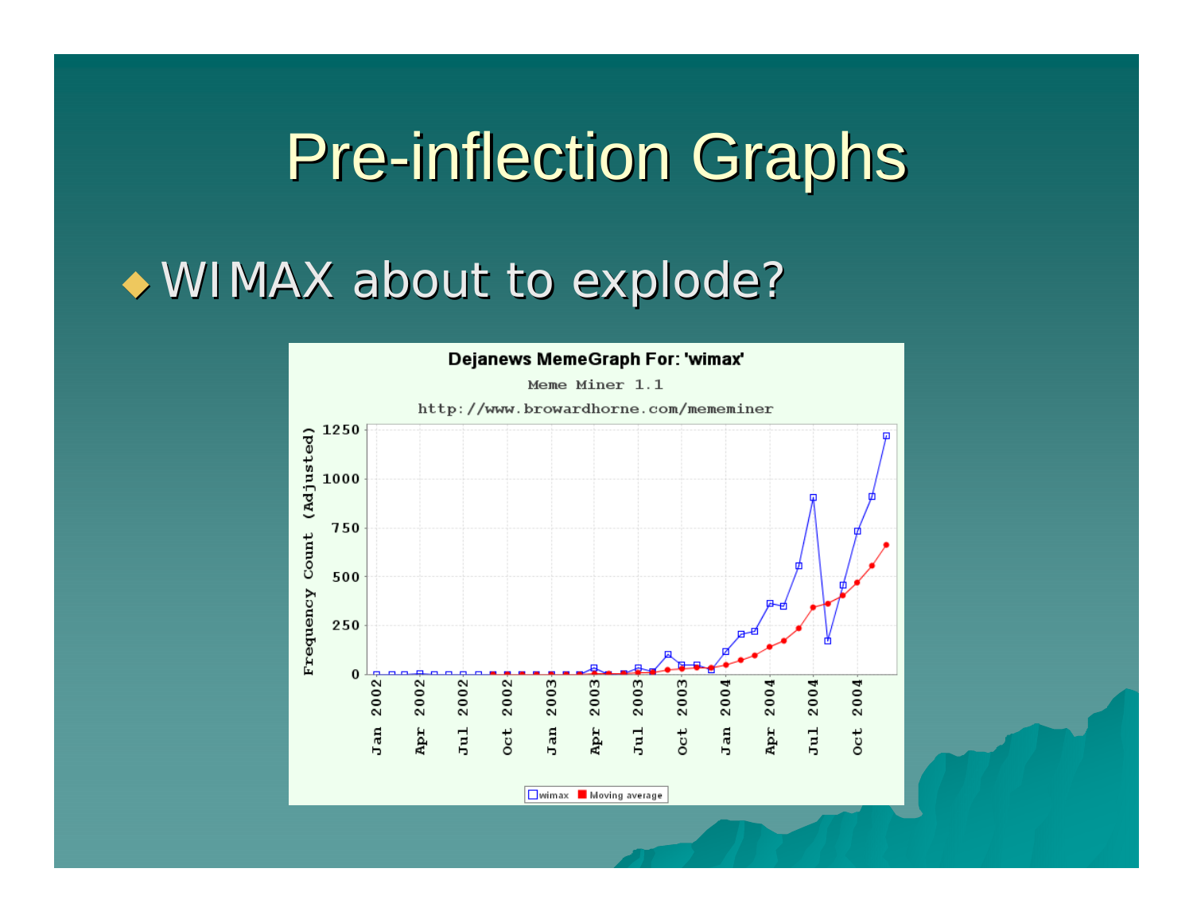# Pre-inflection Graphs

- WIMAX about to explode?

Dejanews MemeGraph For: 'wimax'

Meme Miner 1.1

http://www.browardhorne.com/mememiner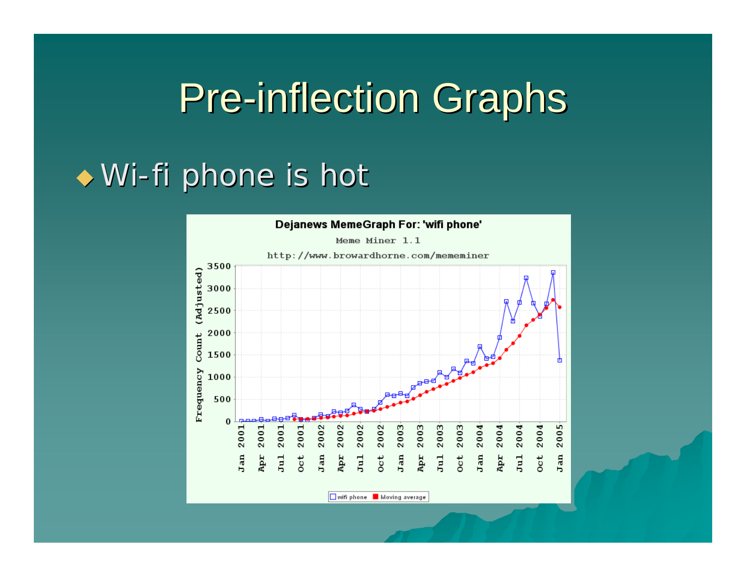# Pre-inflection Graphs

- Wi-fi phone is hot

Dejanews MemeGraph For: 'wifi phone'

Meme Miner 1.1

http://www.browardhorne.com/mememiner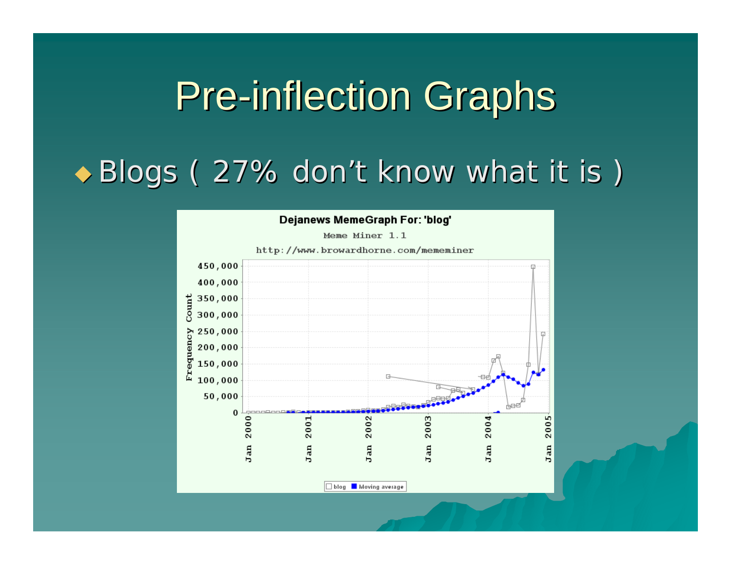# Pre-inflection Graphs

- Blogs ( 27% don't know what it is )

Dejanews MemeGraph For: 'blog'

Meme Miner 1.1

http://www.browardhorne.com/mememiner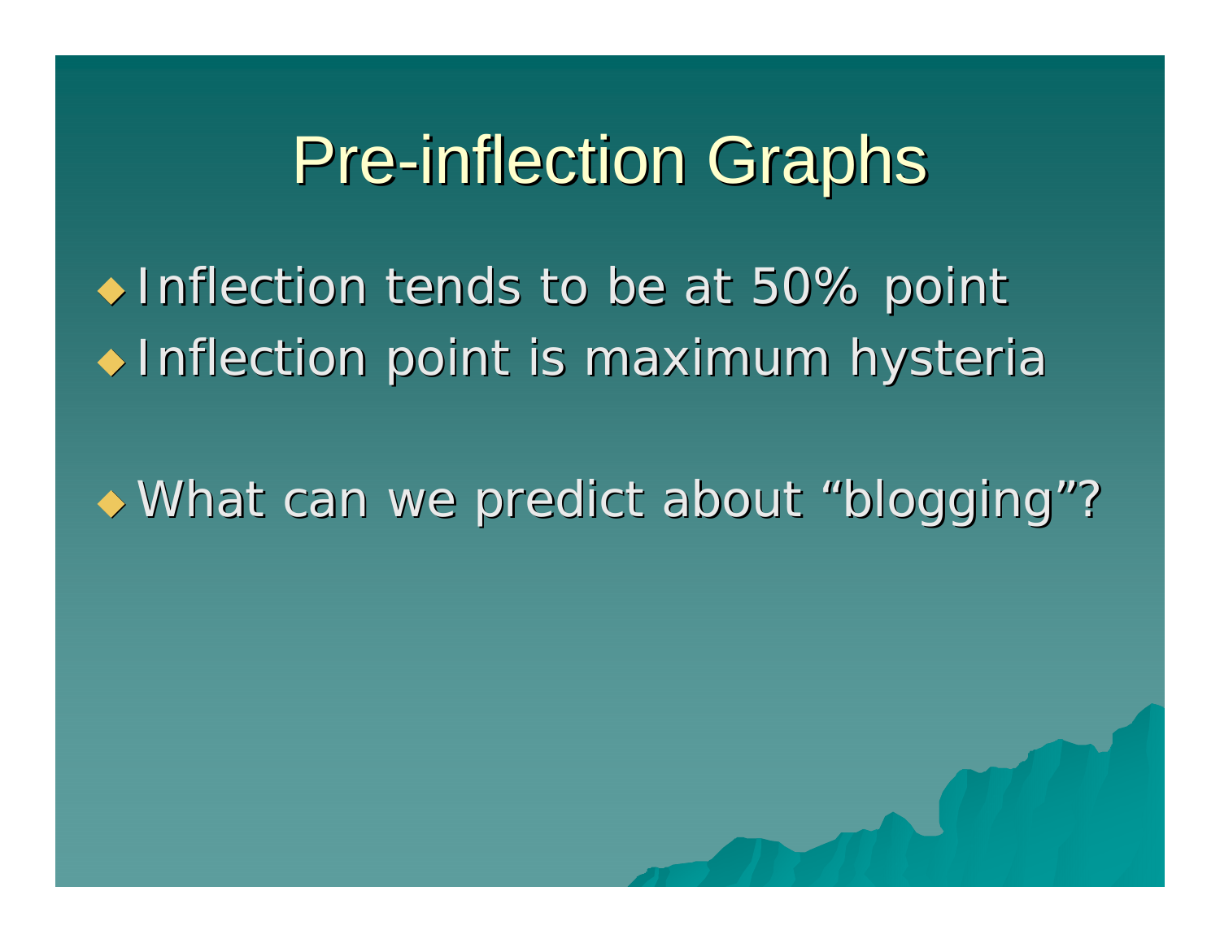# Pre-inflection Graphs

- Inflection tends to be at 50% point
- Inflection point is maximum hysteria

- What can we predict about “blogging”?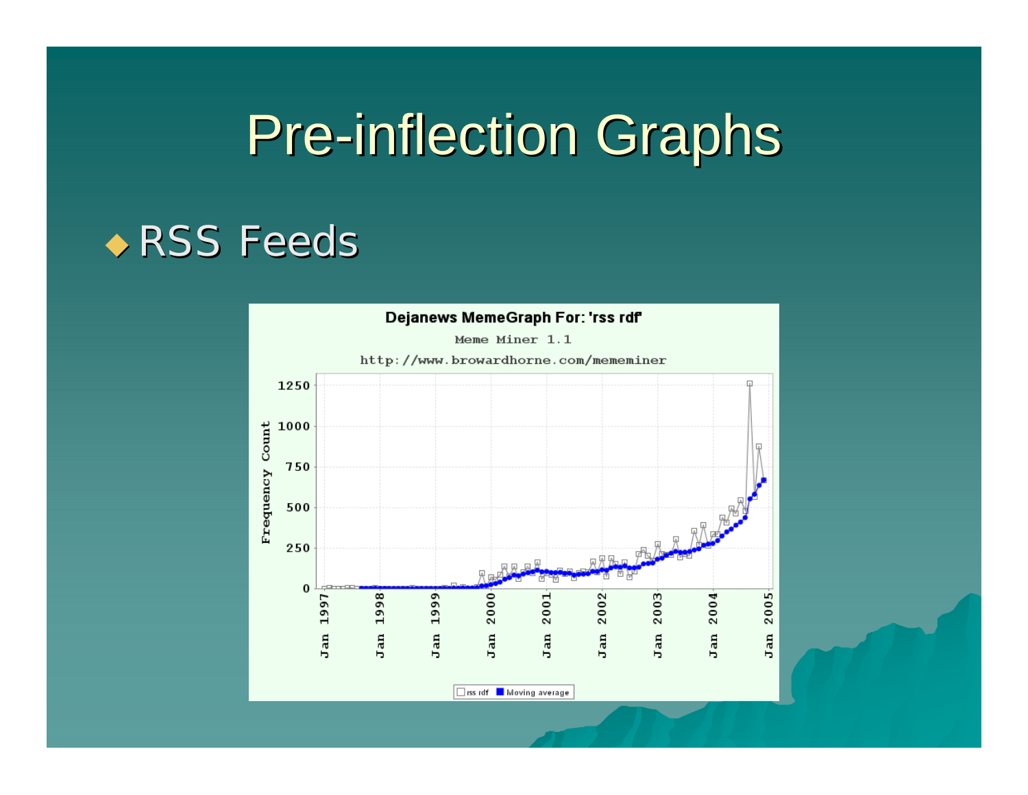# Pre-inflection Graphs

- RSS Feeds

**Dejanews MemeGraph For: 'rss rdf'**

Meme Miner 1.1

http://www.browardhorne.com/mememiner

Frequency Count: 0, 250, 500, 750, 1000, 1250

Jan 1997, Jan 1998, Jan 1999, Jan 2000, Jan 2001, Jan 2002, Jan 2003, Jan 2004, Jan 2005

□ rss rdf ■ Moving average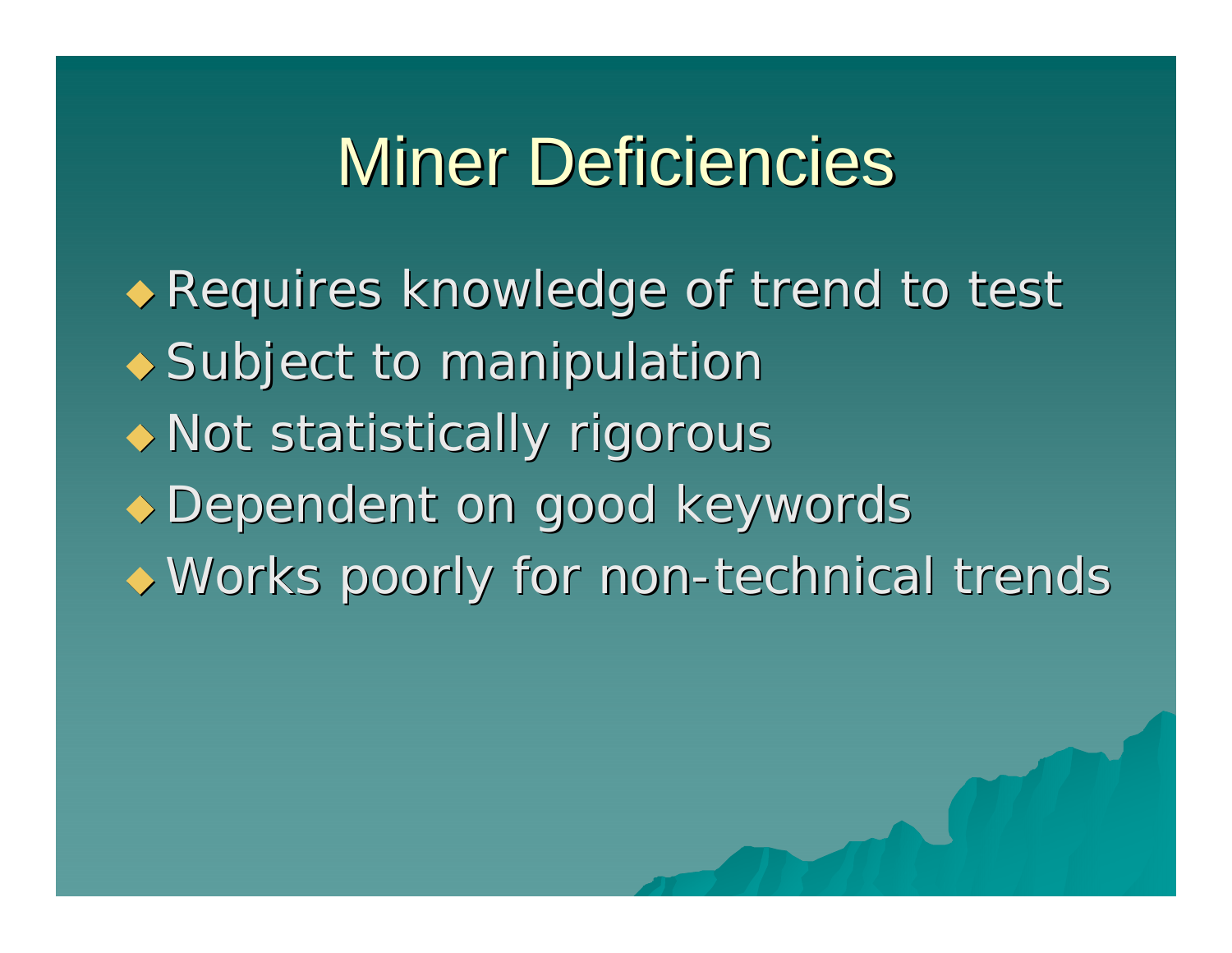# Miner Deficiencies

- Requires knowledge of trend to test
- Subject to manipulation
- Not statistically rigorous
- Dependent on good keywords
- Works poorly for non-technical trends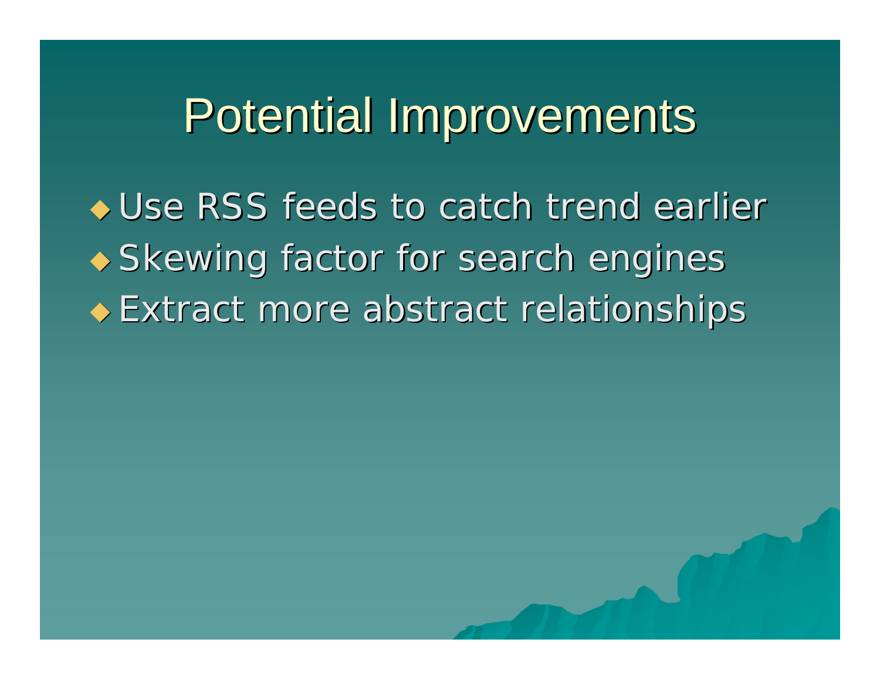# Potential Improvements

- Use RSS feeds to catch trend earlier
- Skewing factor for search engines
- Extract more abstract relationships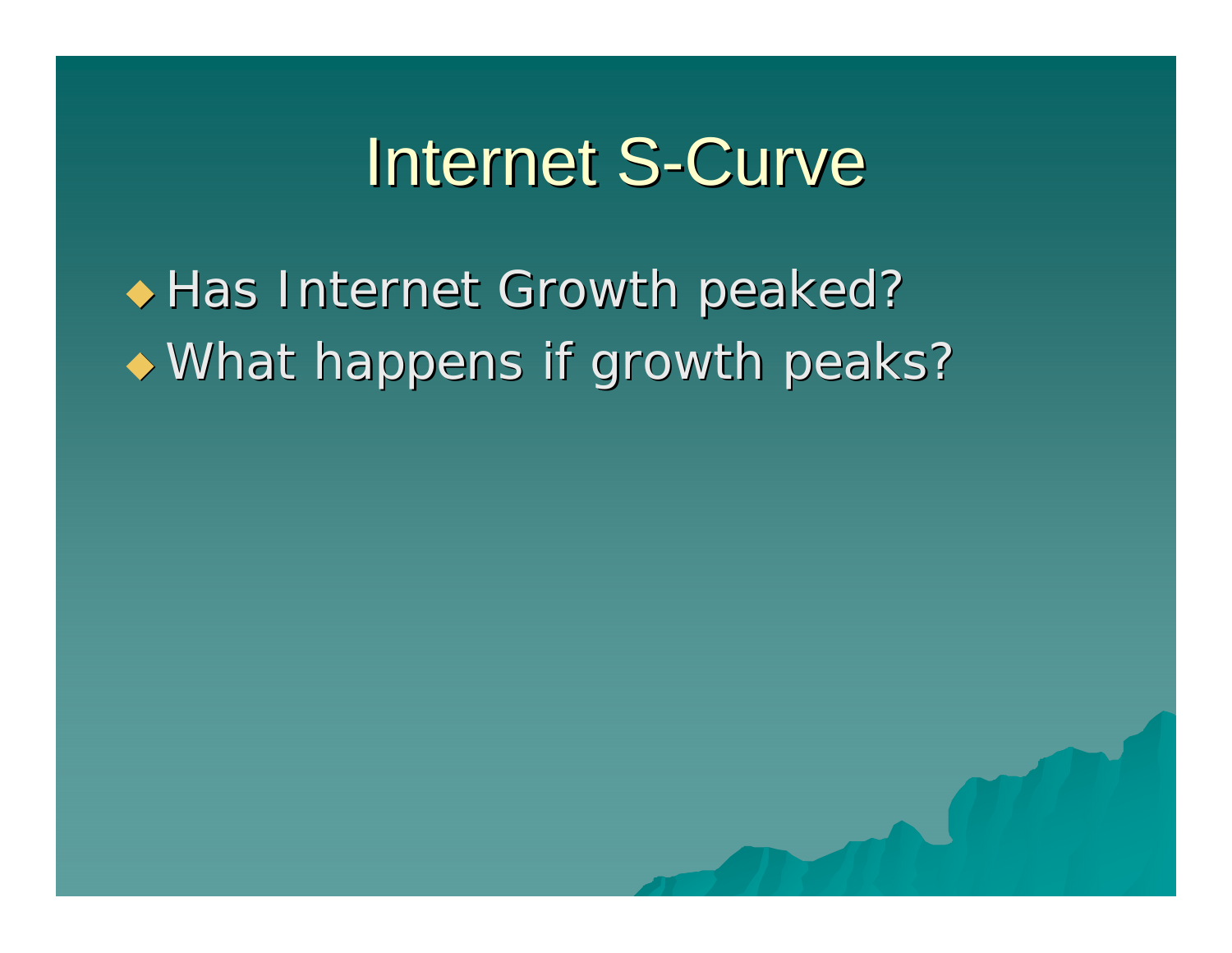# Internet S-Curve

- Has Internet Growth peaked?
- What happens if growth peaks?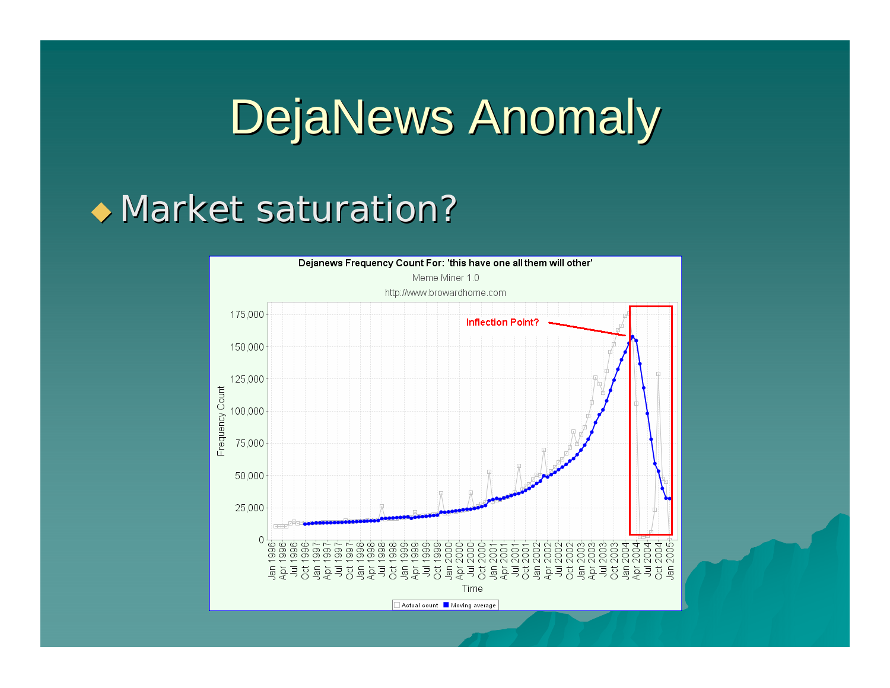# DejaNews Anomaly

- Market saturation?

**Dejanews Frequency Count For: 'this have one all them will other'**

Meme Miner 1.0

http://www.browardhorne.com

Inflection Point?

Frequency Count

Time

Actual count | Moving average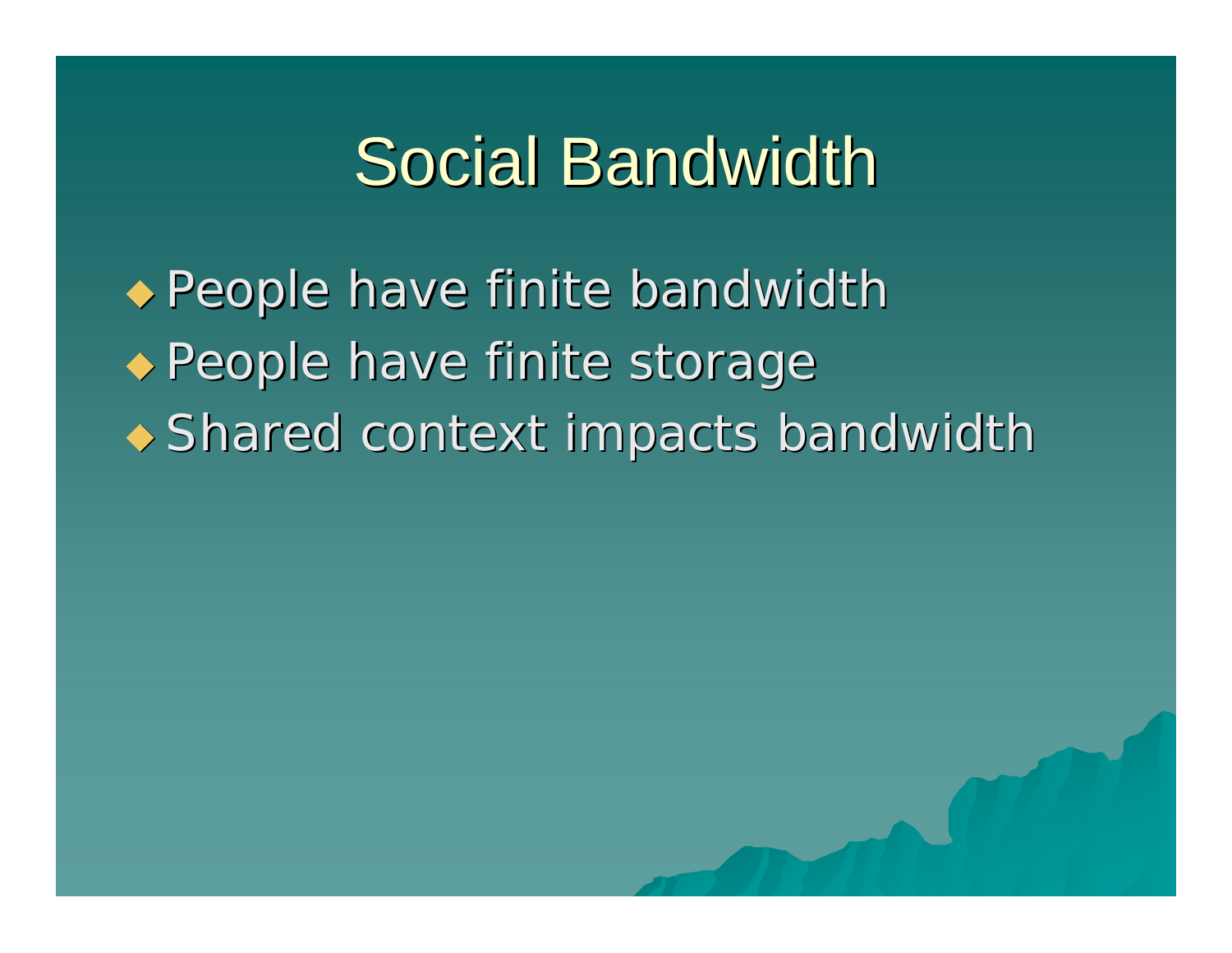# Social Bandwidth

- People have finite bandwidth
- People have finite storage
- Shared context impacts bandwidth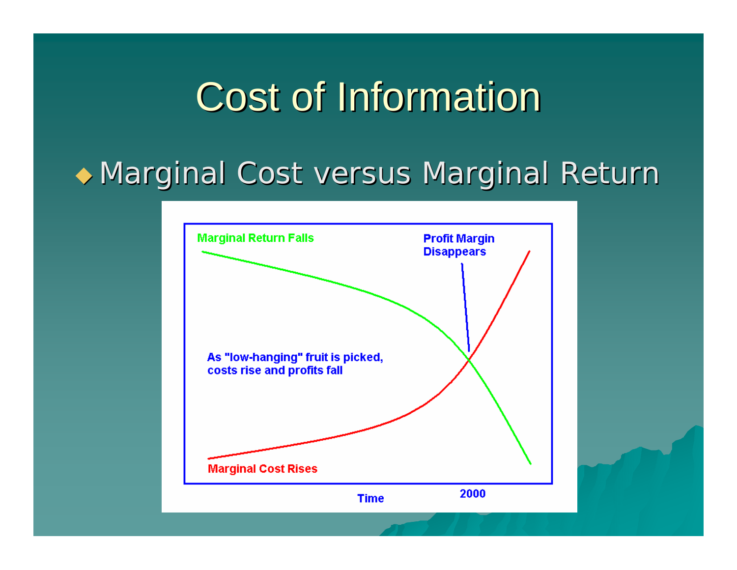# Cost of Information

- Marginal Cost versus Marginal Return

Marginal Return Falls

Profit Margin Disappears

As "low-hanging" fruit is picked, costs rise and profits fall

Marginal Cost Rises

Time

2000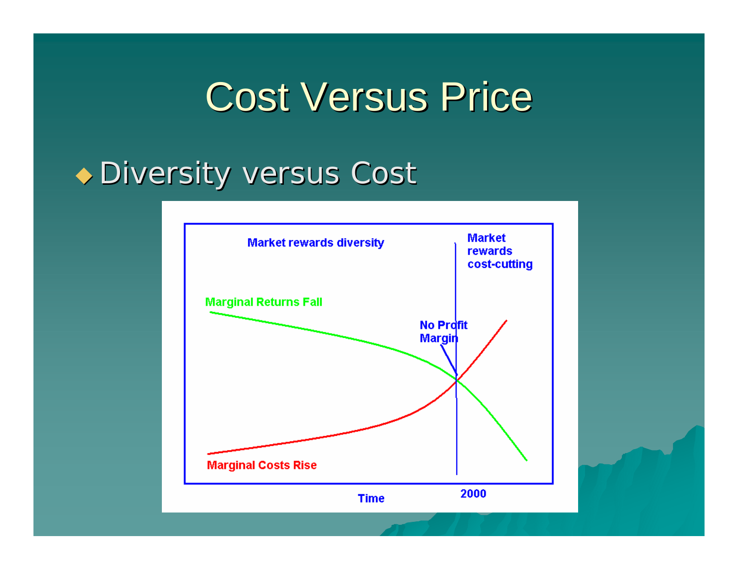# Cost Versus Price

- Diversity versus Cost

Market rewards diversity

Market rewards cost-cutting

Marginal Returns Fall

No Profit Margin

Marginal Costs Rise

Time

2000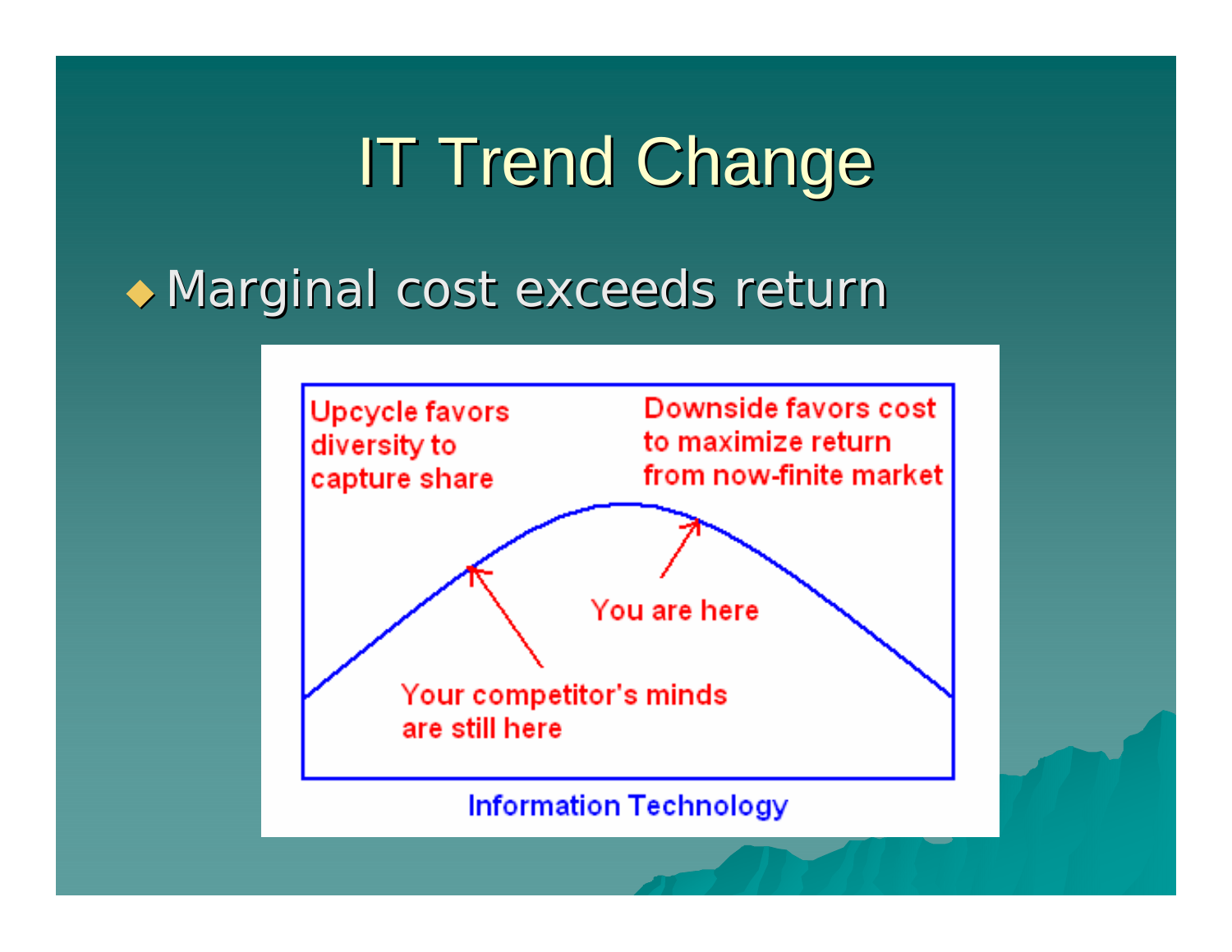# IT Trend Change

- Marginal cost exceeds return

Upcycle favors diversity to capture share

Downside favors cost to maximize return from now-finite market

You are here

Your competitor's minds are still here

Information Technology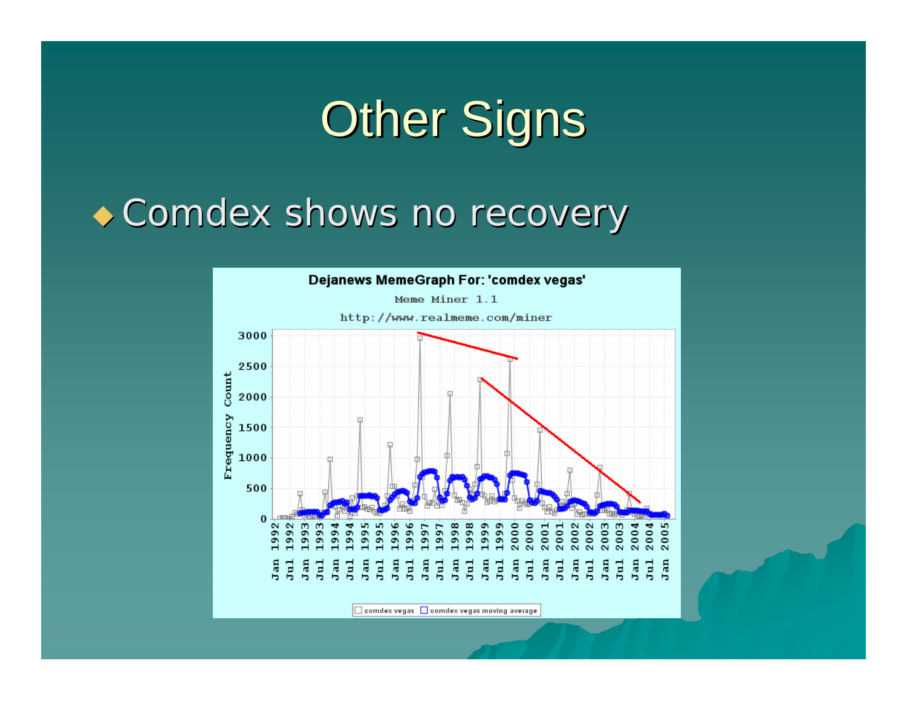# Other Signs

- Comdex shows no recovery

Dejanews MemeGraph For: 'comdex vegas'

Meme Miner 1.1

http://www.realmeme.com/miner

Frequency Count

3000
2500
2000
1500
1000
500
0

Jan 1992, Jul 1992, Jan 1993, Jul 1993, Jan 1994, Jul 1994, Jan 1995, Jul 1995, Jan 1996, Jul 1996, Jan 1997, Jul 1997, Jan 1998, Jul 1998, Jan 1999, Jul 1999, Jan 2000, Jul 2000, Jan 2001, Jul 2001, Jan 2002, Jul 2002, Jan 2003, Jul 2003, Jan 2004, Jul 2004, Jan 2005

comdex vegas
comdex vegas moving average